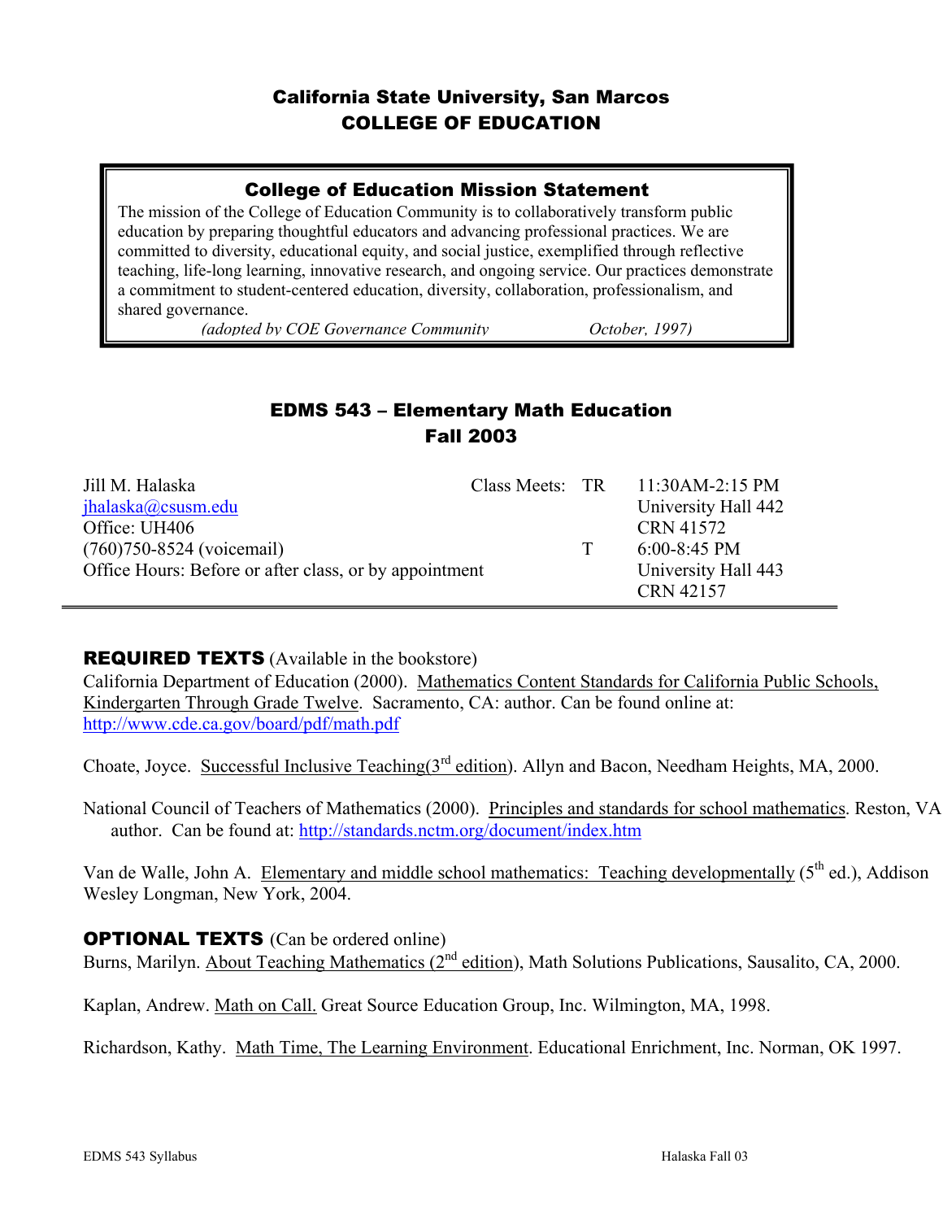## California State University, San Marcos
## COLLEGE OF EDUCATION

### College of Education Mission Statement

The mission of the College of Education Community is to collaboratively transform public education by preparing thoughtful educators and advancing professional practices. We are committed to diversity, educational equity, and social justice, exemplified through reflective teaching, life-long learning, innovative research, and ongoing service. Our practices demonstrate a commitment to student-centered education, diversity, collaboration, professionalism, and shared governance.

*(adopted by COE Governance Community October, 1997)*

# EDMS 543 – Elementary Math Education
## Fall 2003

Jill M. Halaska
jhalaska@csusm.edu
Office: UH406
(760)750-8524 (voicemail)
Office Hours: Before or after class, or by appointment

Class Meets: TR 11:30AM-2:15 PM
University Hall 442
CRN 41572

T 6:00-8:45 PM
University Hall 443
CRN 42157

---

**REQUIRED TEXTS** (Available in the bookstore)

California Department of Education (2000). Mathematics Content Standards for California Public Schools, Kindergarten Through Grade Twelve. Sacramento, CA: author. Can be found online at: http://www.cde.ca.gov/board/pdf/math.pdf

Choate, Joyce. Successful Inclusive Teaching(3rd edition). Allyn and Bacon, Needham Heights, MA, 2000.

National Council of Teachers of Mathematics (2000). Principles and standards for school mathematics. Reston, VA author. Can be found at: http://standards.nctm.org/document/index.htm

Van de Walle, John A. Elementary and middle school mathematics: Teaching developmentally (5th ed.), Addison Wesley Longman, New York, 2004.

**OPTIONAL TEXTS** (Can be ordered online)

Burns, Marilyn. About Teaching Mathematics (2nd edition), Math Solutions Publications, Sausalito, CA, 2000.

Kaplan, Andrew. Math on Call. Great Source Education Group, Inc. Wilmington, MA, 1998.

Richardson, Kathy. Math Time, The Learning Environment. Educational Enrichment, Inc. Norman, OK 1997.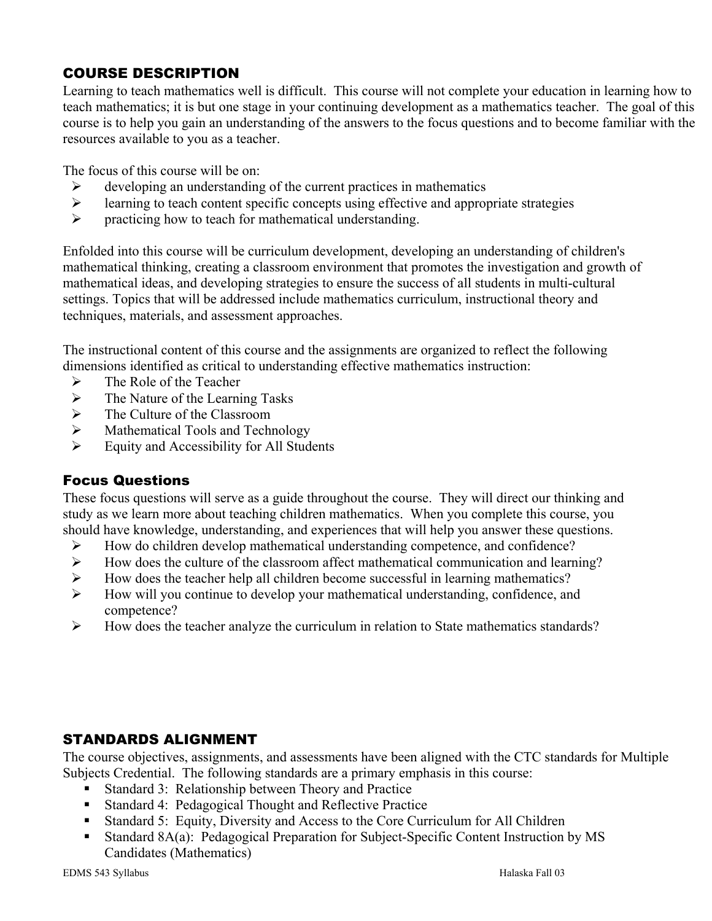## COURSE DESCRIPTION

Learning to teach mathematics well is difficult. This course will not complete your education in learning how to teach mathematics; it is but one stage in your continuing development as a mathematics teacher. The goal of this course is to help you gain an understanding of the answers to the focus questions and to become familiar with the resources available to you as a teacher.

The focus of this course will be on:

- developing an understanding of the current practices in mathematics
- learning to teach content specific concepts using effective and appropriate strategies
- practicing how to teach for mathematical understanding.

Enfolded into this course will be curriculum development, developing an understanding of children's mathematical thinking, creating a classroom environment that promotes the investigation and growth of mathematical ideas, and developing strategies to ensure the success of all students in multi-cultural settings. Topics that will be addressed include mathematics curriculum, instructional theory and techniques, materials, and assessment approaches.

The instructional content of this course and the assignments are organized to reflect the following dimensions identified as critical to understanding effective mathematics instruction:

- The Role of the Teacher
- The Nature of the Learning Tasks
- The Culture of the Classroom
- Mathematical Tools and Technology
- Equity and Accessibility for All Students

### Focus Questions

These focus questions will serve as a guide throughout the course. They will direct our thinking and study as we learn more about teaching children mathematics. When you complete this course, you should have knowledge, understanding, and experiences that will help you answer these questions.

- How do children develop mathematical understanding competence, and confidence?
- How does the culture of the classroom affect mathematical communication and learning?
- How does the teacher help all children become successful in learning mathematics?
- How will you continue to develop your mathematical understanding, confidence, and competence?
- How does the teacher analyze the curriculum in relation to State mathematics standards?

## STANDARDS ALIGNMENT

The course objectives, assignments, and assessments have been aligned with the CTC standards for Multiple Subjects Credential. The following standards are a primary emphasis in this course:

- Standard 3: Relationship between Theory and Practice
- Standard 4: Pedagogical Thought and Reflective Practice
- Standard 5: Equity, Diversity and Access to the Core Curriculum for All Children
- Standard 8A(a): Pedagogical Preparation for Subject-Specific Content Instruction by MS Candidates (Mathematics)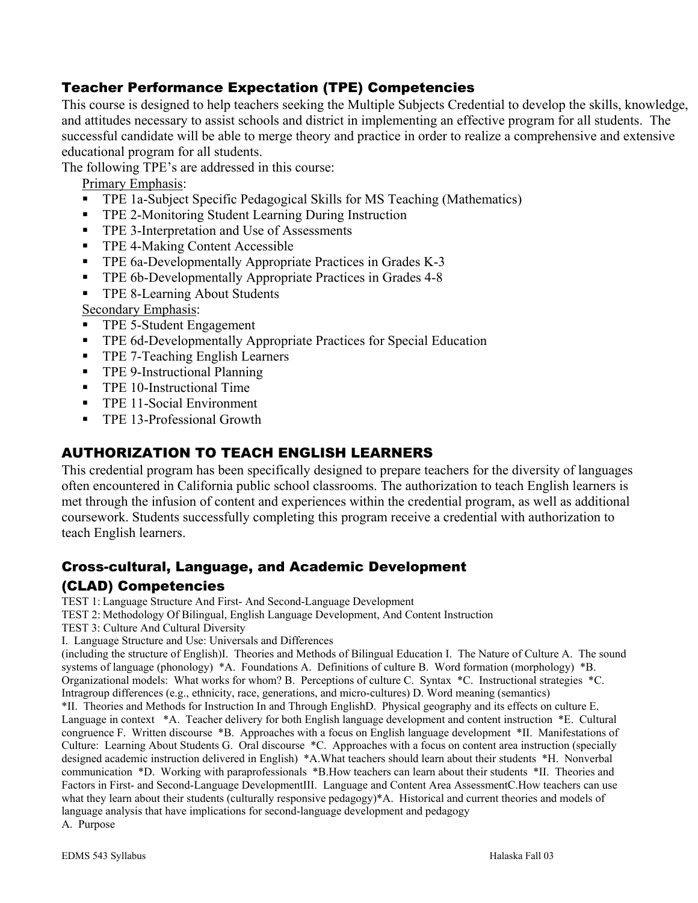### Teacher Performance Expectation (TPE) Competencies

This course is designed to help teachers seeking the Multiple Subjects Credential to develop the skills, knowledge, and attitudes necessary to assist schools and district in implementing an effective program for all students. The successful candidate will be able to merge theory and practice in order to realize a comprehensive and extensive educational program for all students.

The following TPE's are addressed in this course:

Primary Emphasis:

- TPE 1a-Subject Specific Pedagogical Skills for MS Teaching (Mathematics)
- TPE 2-Monitoring Student Learning During Instruction
- TPE 3-Interpretation and Use of Assessments
- TPE 4-Making Content Accessible
- TPE 6a-Developmentally Appropriate Practices in Grades K-3
- TPE 6b-Developmentally Appropriate Practices in Grades 4-8
- TPE 8-Learning About Students

Secondary Emphasis:

- TPE 5-Student Engagement
- TPE 6d-Developmentally Appropriate Practices for Special Education
- TPE 7-Teaching English Learners
- TPE 9-Instructional Planning
- TPE 10-Instructional Time
- TPE 11-Social Environment
- TPE 13-Professional Growth

## AUTHORIZATION TO TEACH ENGLISH LEARNERS

This credential program has been specifically designed to prepare teachers for the diversity of languages often encountered in California public school classrooms. The authorization to teach English learners is met through the infusion of content and experiences within the credential program, as well as additional coursework. Students successfully completing this program receive a credential with authorization to teach English learners.

### Cross-cultural, Language, and Academic Development (CLAD) Competencies

TEST 1: Language Structure And First- And Second-Language Development
TEST 2: Methodology Of Bilingual, English Language Development, And Content Instruction
TEST 3: Culture And Cultural Diversity
I. Language Structure and Use: Universals and Differences
(including the structure of English)I. Theories and Methods of Bilingual Education I. The Nature of Culture A. The sound systems of language (phonology) *A. Foundations A. Definitions of culture B. Word formation (morphology) *B. Organizational models: What works for whom? B. Perceptions of culture C. Syntax *C. Instructional strategies *C. Intragroup differences (e.g., ethnicity, race, generations, and micro-cultures) D. Word meaning (semantics)
*II. Theories and Methods for Instruction In and Through EnglishD. Physical geography and its effects on culture E. Language in context *A. Teacher delivery for both English language development and content instruction *E. Cultural congruence F. Written discourse *B. Approaches with a focus on English language development *II. Manifestations of Culture: Learning About Students G. Oral discourse *C. Approaches with a focus on content area instruction (specially designed academic instruction delivered in English) *A.What teachers should learn about their students *H. Nonverbal communication *D. Working with paraprofessionals *B.How teachers can learn about their students *II. Theories and Factors in First- and Second-Language DevelopmentIII. Language and Content Area AssessmentC.How teachers can use what they learn about their students (culturally responsive pedagogy)*A. Historical and current theories and models of language analysis that have implications for second-language development and pedagogy
A. Purpose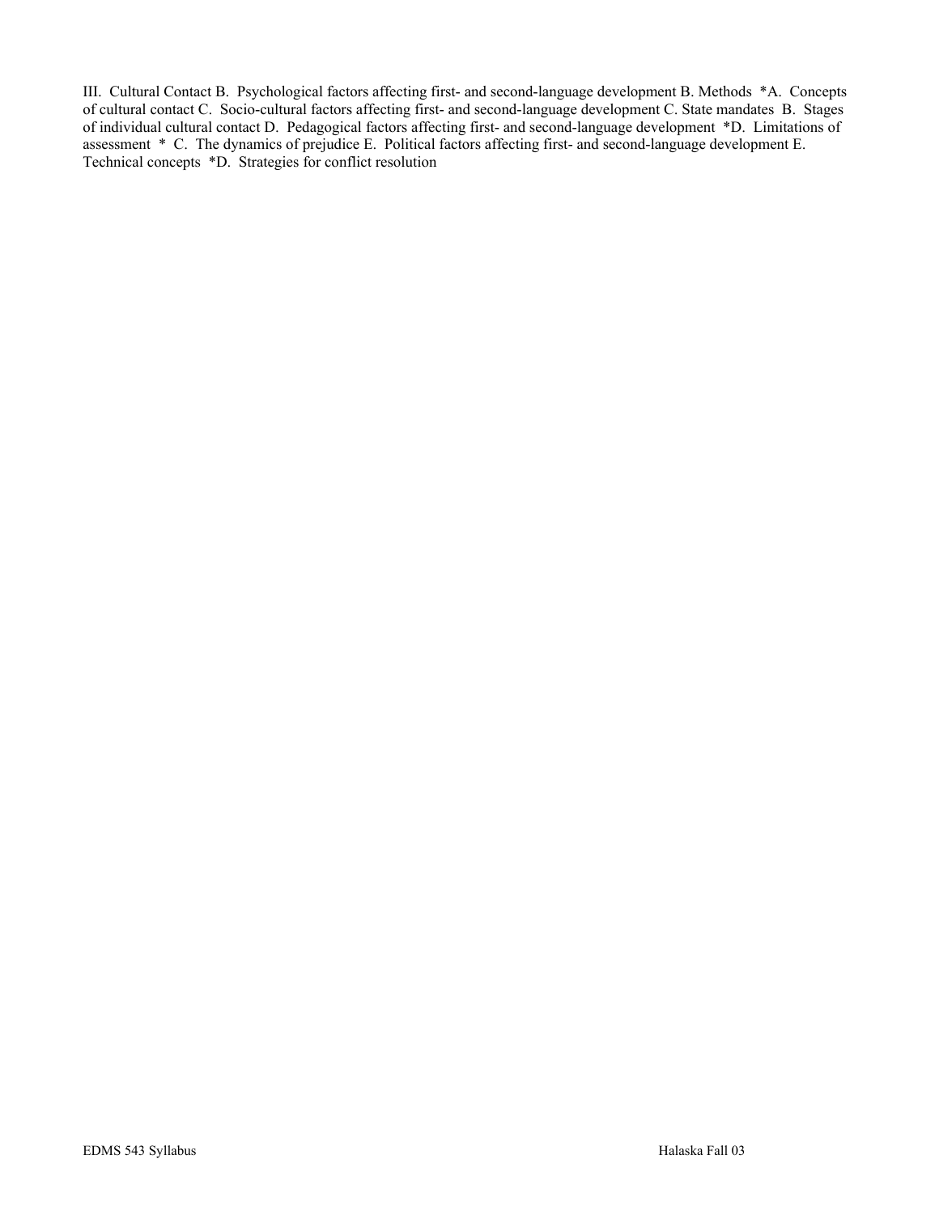III. Cultural Contact B. Psychological factors affecting first- and second-language development B. Methods *A. Concepts of cultural contact C. Socio-cultural factors affecting first- and second-language development C. State mandates B. Stages of individual cultural contact D. Pedagogical factors affecting first- and second-language development *D. Limitations of assessment * C. The dynamics of prejudice E. Political factors affecting first- and second-language development E. Technical concepts *D. Strategies for conflict resolution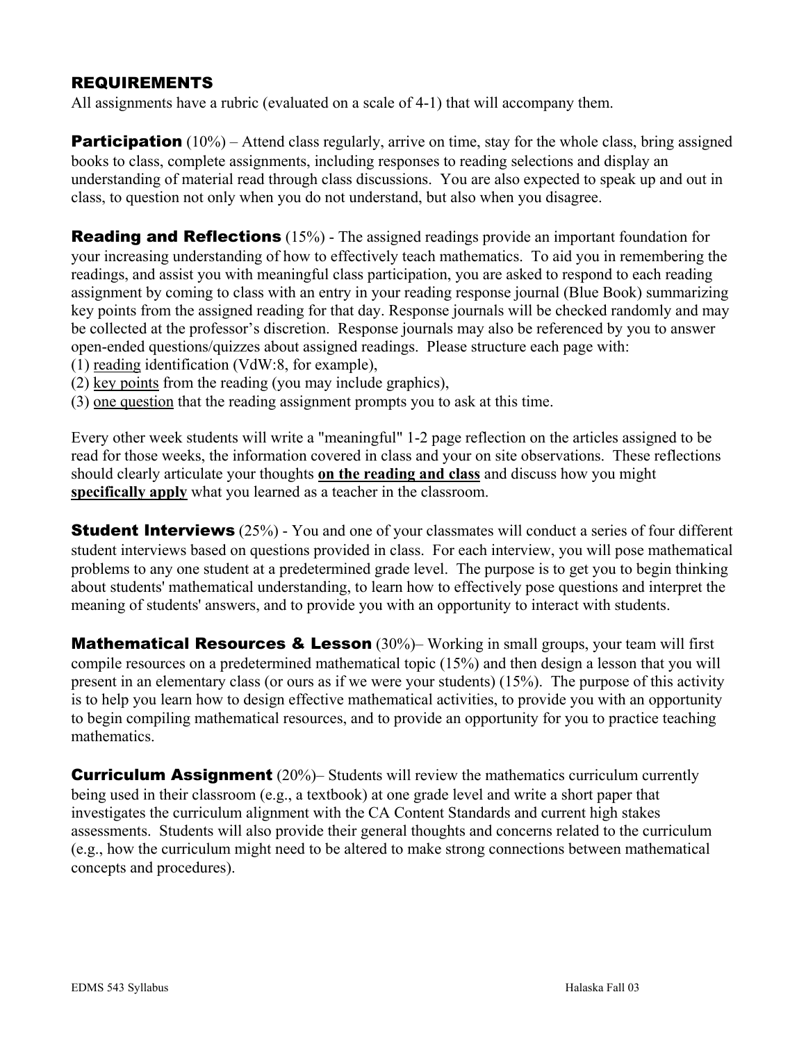## REQUIREMENTS

All assignments have a rubric (evaluated on a scale of 4-1) that will accompany them.

**Participation** (10%) – Attend class regularly, arrive on time, stay for the whole class, bring assigned books to class, complete assignments, including responses to reading selections and display an understanding of material read through class discussions. You are also expected to speak up and out in class, to question not only when you do not understand, but also when you disagree.

**Reading and Reflections** (15%) - The assigned readings provide an important foundation for your increasing understanding of how to effectively teach mathematics. To aid you in remembering the readings, and assist you with meaningful class participation, you are asked to respond to each reading assignment by coming to class with an entry in your reading response journal (Blue Book) summarizing key points from the assigned reading for that day. Response journals will be checked randomly and may be collected at the professor's discretion. Response journals may also be referenced by you to answer open-ended questions/quizzes about assigned readings. Please structure each page with:

(1) reading identification (VdW:8, for example),
(2) key points from the reading (you may include graphics),
(3) one question that the reading assignment prompts you to ask at this time.

Every other week students will write a "meaningful" 1-2 page reflection on the articles assigned to be read for those weeks, the information covered in class and your on site observations. These reflections should clearly articulate your thoughts **on the reading and class** and discuss how you might **specifically apply** what you learned as a teacher in the classroom.

**Student Interviews** (25%) - You and one of your classmates will conduct a series of four different student interviews based on questions provided in class. For each interview, you will pose mathematical problems to any one student at a predetermined grade level. The purpose is to get you to begin thinking about students' mathematical understanding, to learn how to effectively pose questions and interpret the meaning of students' answers, and to provide you with an opportunity to interact with students.

**Mathematical Resources & Lesson** (30%)– Working in small groups, your team will first compile resources on a predetermined mathematical topic (15%) and then design a lesson that you will present in an elementary class (or ours as if we were your students) (15%). The purpose of this activity is to help you learn how to design effective mathematical activities, to provide you with an opportunity to begin compiling mathematical resources, and to provide an opportunity for you to practice teaching mathematics.

**Curriculum Assignment** (20%)– Students will review the mathematics curriculum currently being used in their classroom (e.g., a textbook) at one grade level and write a short paper that investigates the curriculum alignment with the CA Content Standards and current high stakes assessments. Students will also provide their general thoughts and concerns related to the curriculum (e.g., how the curriculum might need to be altered to make strong connections between mathematical concepts and procedures).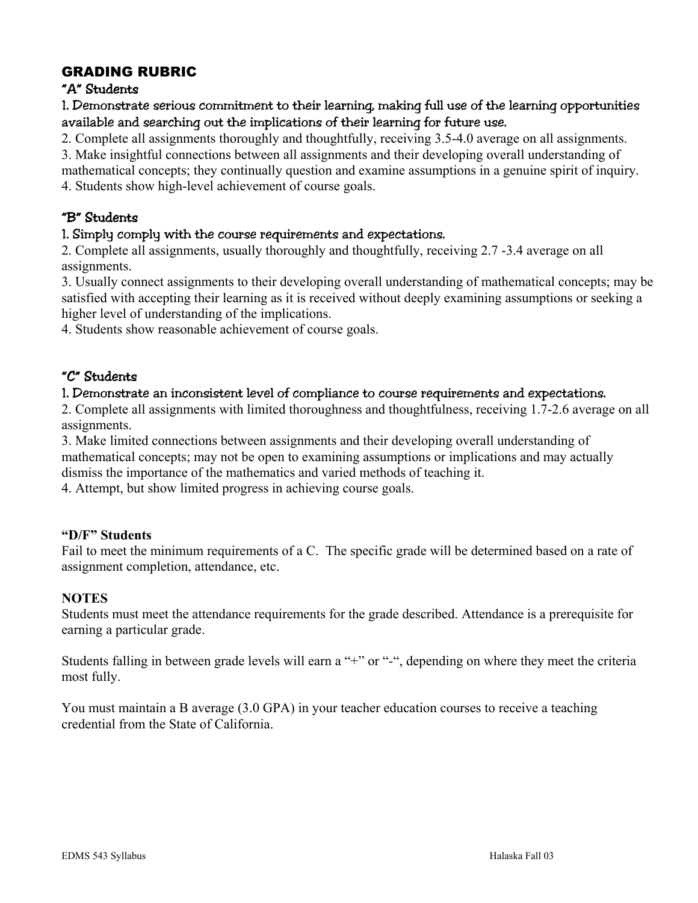## GRADING RUBRIC

### "A" Students

**1. Demonstrate serious commitment to their learning, making full use of the learning opportunities available and searching out the implications of their learning for future use.**

2. Complete all assignments thoroughly and thoughtfully, receiving 3.5-4.0 average on all assignments.
3. Make insightful connections between all assignments and their developing overall understanding of mathematical concepts; they continually question and examine assumptions in a genuine spirit of inquiry.
4. Students show high-level achievement of course goals.

### "B" Students

**1. Simply comply with the course requirements and expectations.**

2. Complete all assignments, usually thoroughly and thoughtfully, receiving 2.7 -3.4 average on all assignments.
3. Usually connect assignments to their developing overall understanding of mathematical concepts; may be satisfied with accepting their learning as it is received without deeply examining assumptions or seeking a higher level of understanding of the implications.
4. Students show reasonable achievement of course goals.

### "C" Students

**1. Demonstrate an inconsistent level of compliance to course requirements and expectations.**

2. Complete all assignments with limited thoroughness and thoughtfulness, receiving 1.7-2.6 average on all assignments.
3. Make limited connections between assignments and their developing overall understanding of mathematical concepts; may not be open to examining assumptions or implications and may actually dismiss the importance of the mathematics and varied methods of teaching it.
4. Attempt, but show limited progress in achieving course goals.

### "D/F" Students

Fail to meet the minimum requirements of a C. The specific grade will be determined based on a rate of assignment completion, attendance, etc.

### NOTES

Students must meet the attendance requirements for the grade described. Attendance is a prerequisite for earning a particular grade.

Students falling in between grade levels will earn a "+" or "-", depending on where they meet the criteria most fully.

You must maintain a B average (3.0 GPA) in your teacher education courses to receive a teaching credential from the State of California.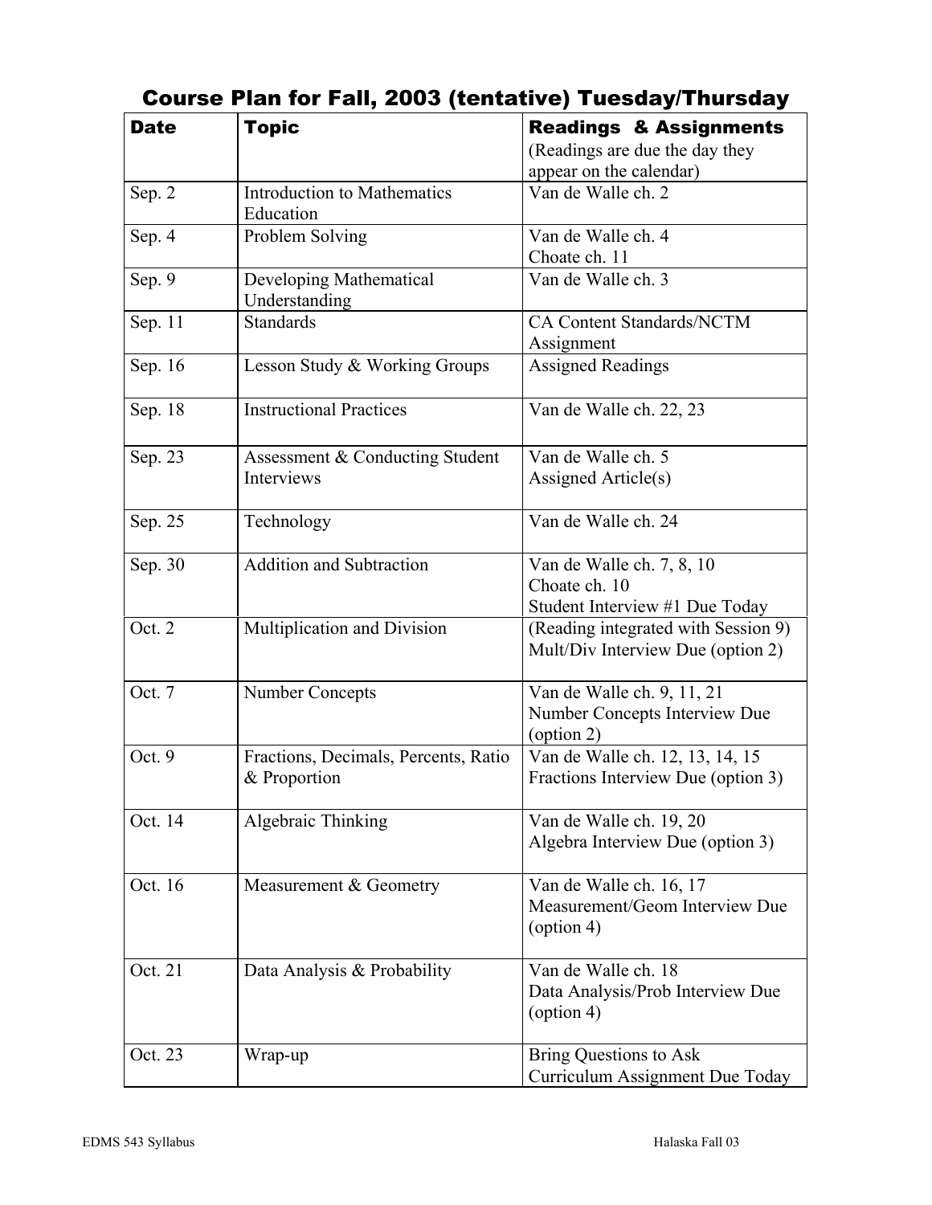# Course Plan for Fall, 2003 (tentative) Tuesday/Thursday

| **Date** | **Topic** | **Readings & Assignments** (Readings are due the day they appear on the calendar) |
|---|---|---|
| Sep. 2 | Introduction to Mathematics Education | Van de Walle ch. 2 |
| Sep. 4 | Problem Solving | Van de Walle ch. 4<br>Choate ch. 11 |
| Sep. 9 | Developing Mathematical Understanding | Van de Walle ch. 3 |
| Sep. 11 | Standards | CA Content Standards/NCTM Assignment |
| Sep. 16 | Lesson Study & Working Groups | Assigned Readings |
| Sep. 18 | Instructional Practices | Van de Walle ch. 22, 23 |
| Sep. 23 | Assessment & Conducting Student Interviews | Van de Walle ch. 5<br>Assigned Article(s) |
| Sep. 25 | Technology | Van de Walle ch. 24 |
| Sep. 30 | Addition and Subtraction | Van de Walle ch. 7, 8, 10<br>Choate ch. 10<br>Student Interview #1 Due Today |
| Oct. 2 | Multiplication and Division | (Reading integrated with Session 9)<br>Mult/Div Interview Due (option 2) |
| Oct. 7 | Number Concepts | Van de Walle ch. 9, 11, 21<br>Number Concepts Interview Due (option 2) |
| Oct. 9 | Fractions, Decimals, Percents, Ratio & Proportion | Van de Walle ch. 12, 13, 14, 15<br>Fractions Interview Due (option 3) |
| Oct. 14 | Algebraic Thinking | Van de Walle ch. 19, 20<br>Algebra Interview Due (option 3) |
| Oct. 16 | Measurement & Geometry | Van de Walle ch. 16, 17<br>Measurement/Geom Interview Due (option 4) |
| Oct. 21 | Data Analysis & Probability | Van de Walle ch. 18<br>Data Analysis/Prob Interview Due (option 4) |
| Oct. 23 | Wrap-up | Bring Questions to Ask<br>Curriculum Assignment Due Today |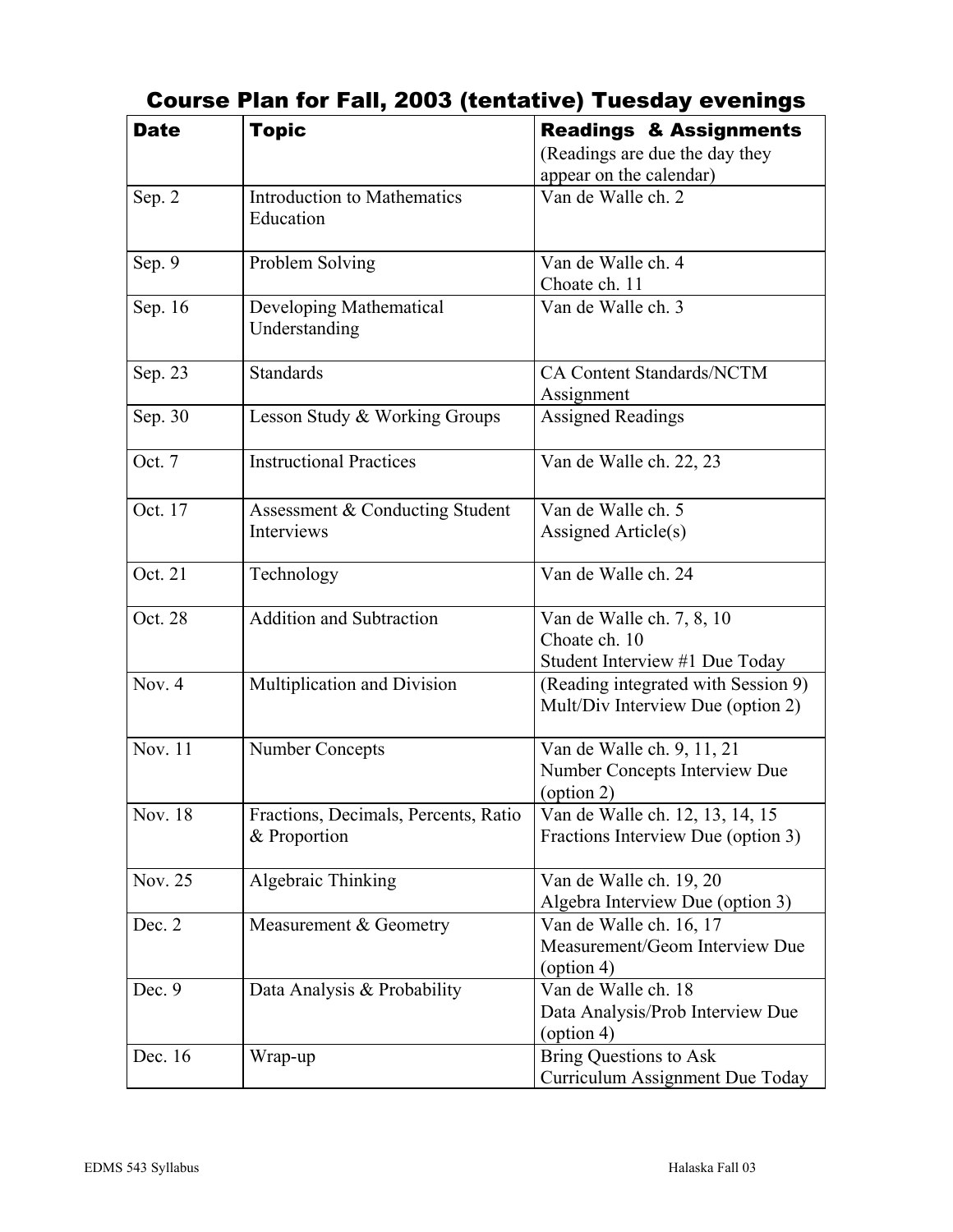# Course Plan for Fall, 2003 (tentative) Tuesday evenings

| Date | Topic | Readings & Assignments (Readings are due the day they appear on the calendar) |
|---|---|---|
| Sep. 2 | Introduction to Mathematics Education | Van de Walle ch. 2 |
| Sep. 9 | Problem Solving | Van de Walle ch. 4<br>Choate ch. 11 |
| Sep. 16 | Developing Mathematical Understanding | Van de Walle ch. 3 |
| Sep. 23 | Standards | CA Content Standards/NCTM Assignment |
| Sep. 30 | Lesson Study & Working Groups | Assigned Readings |
| Oct. 7 | Instructional Practices | Van de Walle ch. 22, 23 |
| Oct. 17 | Assessment & Conducting Student Interviews | Van de Walle ch. 5<br>Assigned Article(s) |
| Oct. 21 | Technology | Van de Walle ch. 24 |
| Oct. 28 | Addition and Subtraction | Van de Walle ch. 7, 8, 10<br>Choate ch. 10<br>Student Interview #1 Due Today |
| Nov. 4 | Multiplication and Division | (Reading integrated with Session 9)<br>Mult/Div Interview Due (option 2) |
| Nov. 11 | Number Concepts | Van de Walle ch. 9, 11, 21<br>Number Concepts Interview Due (option 2) |
| Nov. 18 | Fractions, Decimals, Percents, Ratio & Proportion | Van de Walle ch. 12, 13, 14, 15<br>Fractions Interview Due (option 3) |
| Nov. 25 | Algebraic Thinking | Van de Walle ch. 19, 20<br>Algebra Interview Due (option 3) |
| Dec. 2 | Measurement & Geometry | Van de Walle ch. 16, 17<br>Measurement/Geom Interview Due (option 4) |
| Dec. 9 | Data Analysis & Probability | Van de Walle ch. 18<br>Data Analysis/Prob Interview Due (option 4) |
| Dec. 16 | Wrap-up | Bring Questions to Ask<br>Curriculum Assignment Due Today |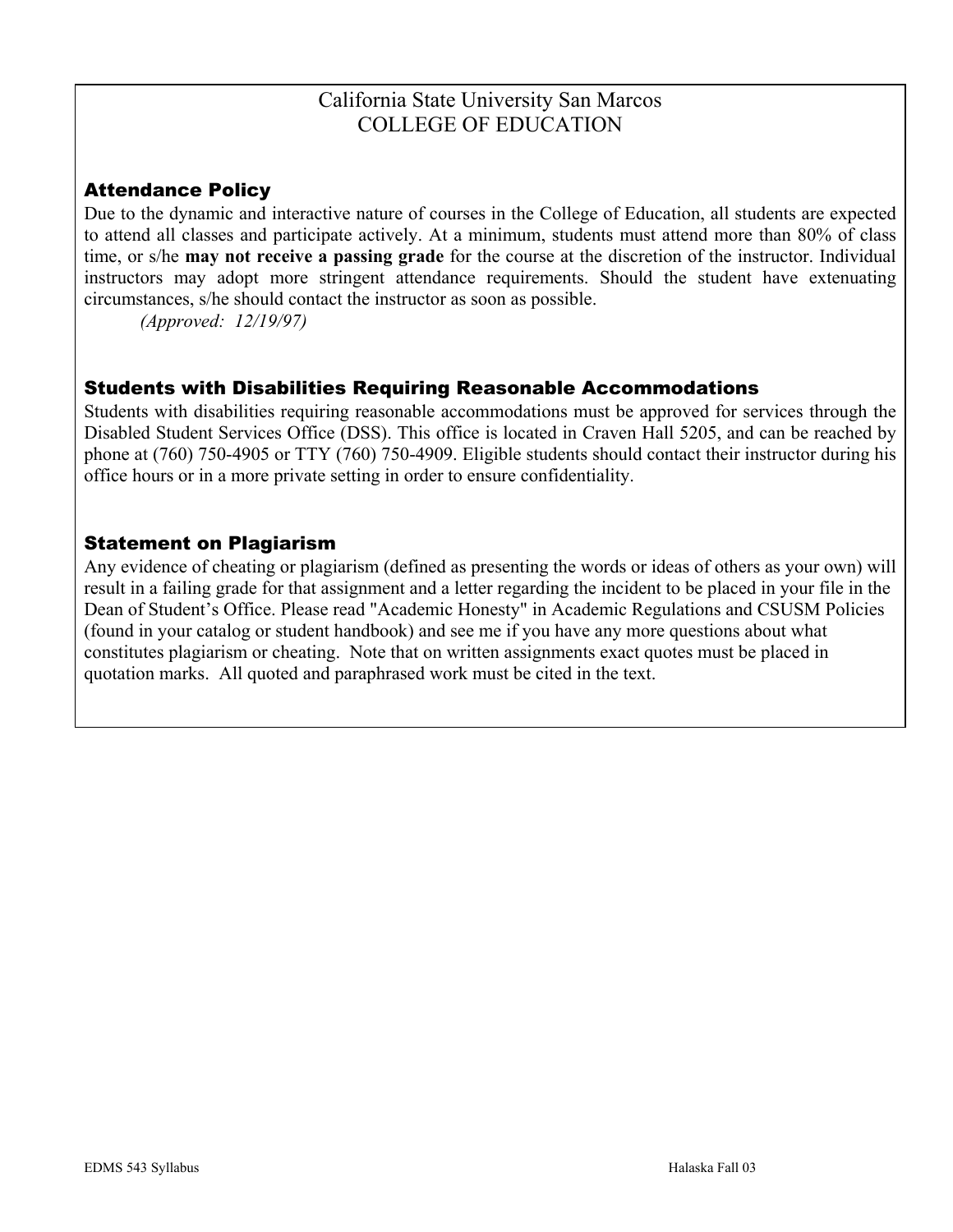California State University San Marcos
COLLEGE OF EDUCATION

## Attendance Policy

Due to the dynamic and interactive nature of courses in the College of Education, all students are expected to attend all classes and participate actively. At a minimum, students must attend more than 80% of class time, or s/he **may not receive a passing grade** for the course at the discretion of the instructor. Individual instructors may adopt more stringent attendance requirements. Should the student have extenuating circumstances, s/he should contact the instructor as soon as possible.

*(Approved: 12/19/97)*

## Students with Disabilities Requiring Reasonable Accommodations

Students with disabilities requiring reasonable accommodations must be approved for services through the Disabled Student Services Office (DSS). This office is located in Craven Hall 5205, and can be reached by phone at (760) 750-4905 or TTY (760) 750-4909. Eligible students should contact their instructor during his office hours or in a more private setting in order to ensure confidentiality.

## Statement on Plagiarism

Any evidence of cheating or plagiarism (defined as presenting the words or ideas of others as your own) will result in a failing grade for that assignment and a letter regarding the incident to be placed in your file in the Dean of Student's Office. Please read "Academic Honesty" in Academic Regulations and CSUSM Policies (found in your catalog or student handbook) and see me if you have any more questions about what constitutes plagiarism or cheating. Note that on written assignments exact quotes must be placed in quotation marks. All quoted and paraphrased work must be cited in the text.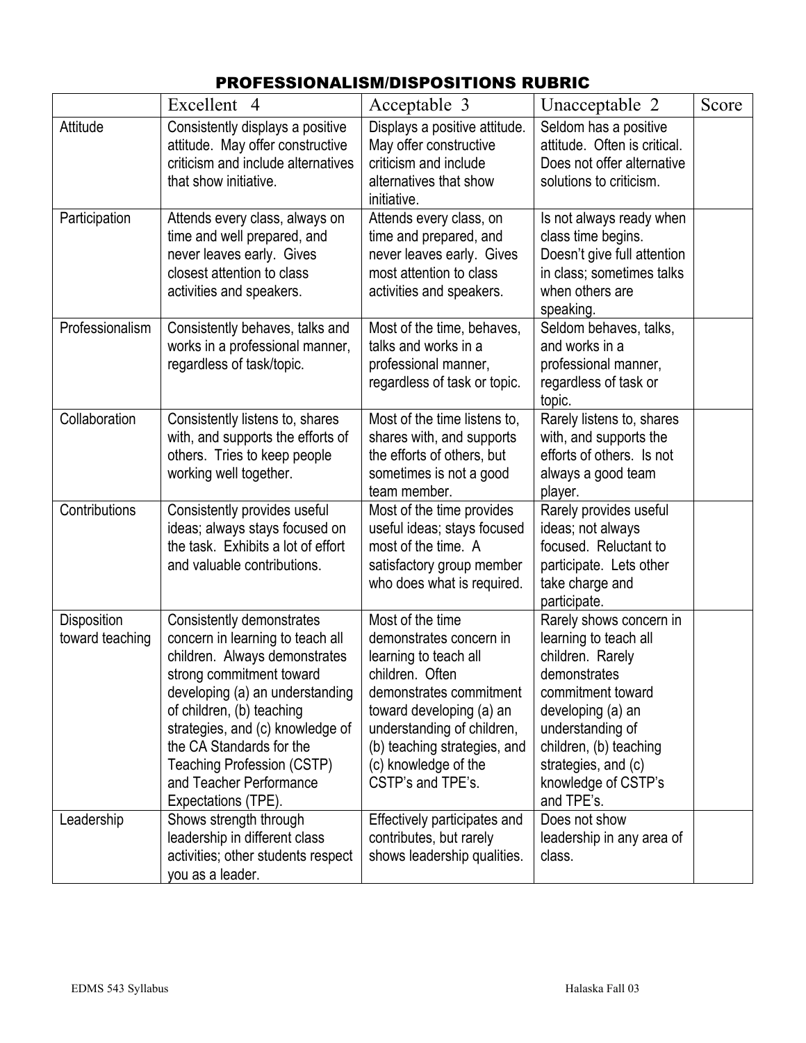## PROFESSIONALISM/DISPOSITIONS RUBRIC

| | Excellent 4 | Acceptable 3 | Unacceptable 2 | Score |
|---|---|---|---|---|
| Attitude | Consistently displays a positive attitude. May offer constructive criticism and include alternatives that show initiative. | Displays a positive attitude. May offer constructive criticism and include alternatives that show initiative. | Seldom has a positive attitude. Often is critical. Does not offer alternative solutions to criticism. | |
| Participation | Attends every class, always on time and well prepared, and never leaves early. Gives closest attention to class activities and speakers. | Attends every class, on time and prepared, and never leaves early. Gives most attention to class activities and speakers. | Is not always ready when class time begins. Doesn't give full attention in class; sometimes talks when others are speaking. | |
| Professionalism | Consistently behaves, talks and works in a professional manner, regardless of task/topic. | Most of the time, behaves, talks and works in a professional manner, regardless of task or topic. | Seldom behaves, talks, and works in a professional manner, regardless of task or topic. | |
| Collaboration | Consistently listens to, shares with, and supports the efforts of others. Tries to keep people working well together. | Most of the time listens to, shares with, and supports the efforts of others, but sometimes is not a good team member. | Rarely listens to, shares with, and supports the efforts of others. Is not always a good team player. | |
| Contributions | Consistently provides useful ideas; always stays focused on the task. Exhibits a lot of effort and valuable contributions. | Most of the time provides useful ideas; stays focused most of the time. A satisfactory group member who does what is required. | Rarely provides useful ideas; not always focused. Reluctant to participate. Lets other take charge and participate. | |
| Disposition toward teaching | Consistently demonstrates concern in learning to teach all children. Always demonstrates strong commitment toward developing (a) an understanding of children, (b) teaching strategies, and (c) knowledge of the CA Standards for the Teaching Profession (CSTP) and Teacher Performance Expectations (TPE). | Most of the time demonstrates concern in learning to teach all children. Often demonstrates commitment toward developing (a) an understanding of children, (b) teaching strategies, and (c) knowledge of the CSTP's and TPE's. | Rarely shows concern in learning to teach all children. Rarely demonstrates commitment toward developing (a) an understanding of children, (b) teaching strategies, and (c) knowledge of CSTP's and TPE's. | |
| Leadership | Shows strength through leadership in different class activities; other students respect you as a leader. | Effectively participates and contributes, but rarely shows leadership qualities. | Does not show leadership in any area of class. | |